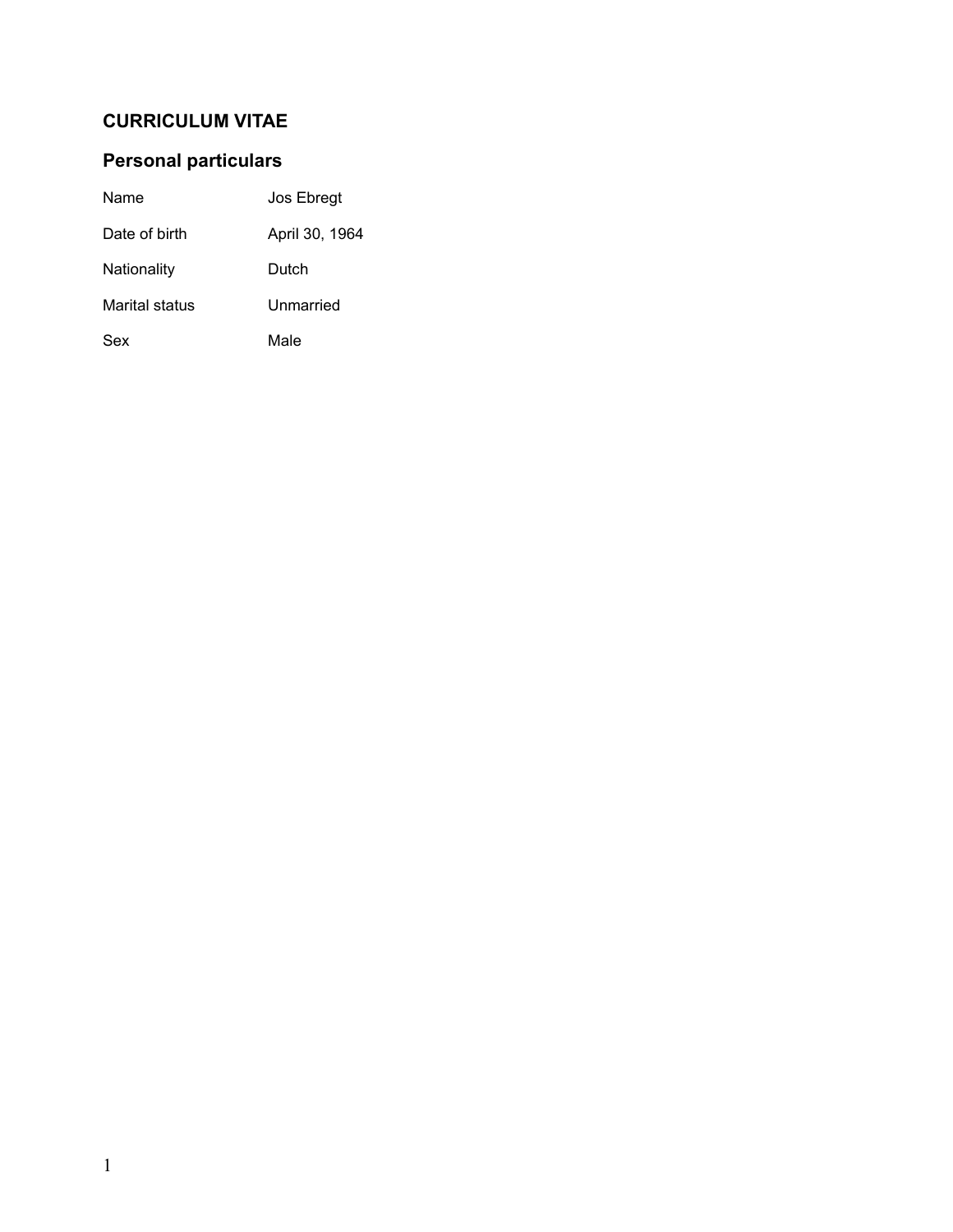# CURRICULUM VITAE

## Personal particulars

| | |
|---|---|
| Name | Jos Ebregt |
| Date of birth | April 30, 1964 |
| Nationality | Dutch |
| Marital status | Unmarried |
| Sex | Male |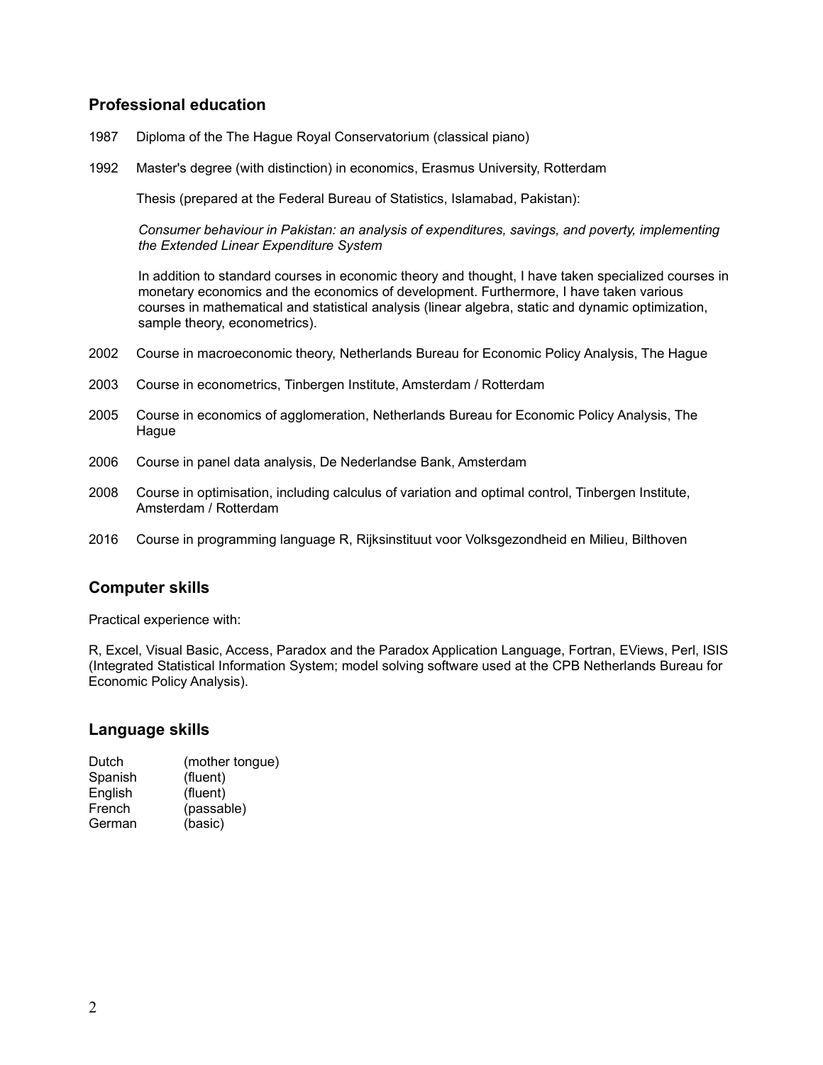## Professional education

1987 Diploma of the The Hague Royal Conservatorium (classical piano)

1992 Master's degree (with distinction) in economics, Erasmus University, Rotterdam

Thesis (prepared at the Federal Bureau of Statistics, Islamabad, Pakistan):

*Consumer behaviour in Pakistan: an analysis of expenditures, savings, and poverty, implementing the Extended Linear Expenditure System*

In addition to standard courses in economic theory and thought, I have taken specialized courses in monetary economics and the economics of development. Furthermore, I have taken various courses in mathematical and statistical analysis (linear algebra, static and dynamic optimization, sample theory, econometrics).

2002 Course in macroeconomic theory, Netherlands Bureau for Economic Policy Analysis, The Hague

2003 Course in econometrics, Tinbergen Institute, Amsterdam / Rotterdam

2005 Course in economics of agglomeration, Netherlands Bureau for Economic Policy Analysis, The Hague

2006 Course in panel data analysis, De Nederlandse Bank, Amsterdam

2008 Course in optimisation, including calculus of variation and optimal control, Tinbergen Institute, Amsterdam / Rotterdam

2016 Course in programming language R, Rijksinstituut voor Volksgezondheid en Milieu, Bilthoven

## Computer skills

Practical experience with:

R, Excel, Visual Basic, Access, Paradox and the Paradox Application Language, Fortran, EViews, Perl, ISIS (Integrated Statistical Information System; model solving software used at the CPB Netherlands Bureau for Economic Policy Analysis).

## Language skills

| | |
|---|---|
| Dutch | (mother tongue) |
| Spanish | (fluent) |
| English | (fluent) |
| French | (passable) |
| German | (basic) |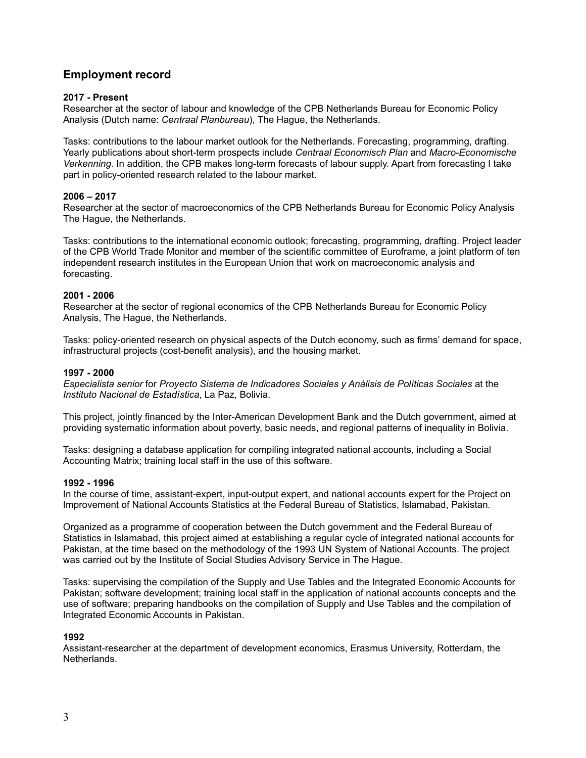## Employment record

**2017 - Present**
Researcher at the sector of labour and knowledge of the CPB Netherlands Bureau for Economic Policy Analysis (Dutch name: *Centraal Planbureau*), The Hague, the Netherlands.

Tasks: contributions to the labour market outlook for the Netherlands. Forecasting, programming, drafting. Yearly publications about short-term prospects include *Centraal Economisch Plan* and *Macro-Economische Verkenning*. In addition, the CPB makes long-term forecasts of labour supply. Apart from forecasting I take part in policy-oriented research related to the labour market.

**2006 – 2017**
Researcher at the sector of macroeconomics of the CPB Netherlands Bureau for Economic Policy Analysis The Hague, the Netherlands.

Tasks: contributions to the international economic outlook; forecasting, programming, drafting. Project leader of the CPB World Trade Monitor and member of the scientific committee of Euroframe, a joint platform of ten independent research institutes in the European Union that work on macroeconomic analysis and forecasting.

**2001 - 2006**
Researcher at the sector of regional economics of the CPB Netherlands Bureau for Economic Policy Analysis, The Hague, the Netherlands.

Tasks: policy-oriented research on physical aspects of the Dutch economy, such as firms' demand for space, infrastructural projects (cost-benefit analysis), and the housing market.

**1997 - 2000**
*Especialista senior* for *Proyecto Sistema de Indicadores Sociales y Análisis de Políticas Sociales* at the *Instituto Nacional de Estadística*, La Paz, Bolivia.

This project, jointly financed by the Inter-American Development Bank and the Dutch government, aimed at providing systematic information about poverty, basic needs, and regional patterns of inequality in Bolivia.

Tasks: designing a database application for compiling integrated national accounts, including a Social Accounting Matrix; training local staff in the use of this software.

**1992 - 1996**
In the course of time, assistant-expert, input-output expert, and national accounts expert for the Project on Improvement of National Accounts Statistics at the Federal Bureau of Statistics, Islamabad, Pakistan.

Organized as a programme of cooperation between the Dutch government and the Federal Bureau of Statistics in Islamabad, this project aimed at establishing a regular cycle of integrated national accounts for Pakistan, at the time based on the methodology of the 1993 UN System of National Accounts. The project was carried out by the Institute of Social Studies Advisory Service in The Hague.

Tasks: supervising the compilation of the Supply and Use Tables and the Integrated Economic Accounts for Pakistan; software development; training local staff in the application of national accounts concepts and the use of software; preparing handbooks on the compilation of Supply and Use Tables and the compilation of Integrated Economic Accounts in Pakistan.

**1992**
Assistant-researcher at the department of development economics, Erasmus University, Rotterdam, the Netherlands.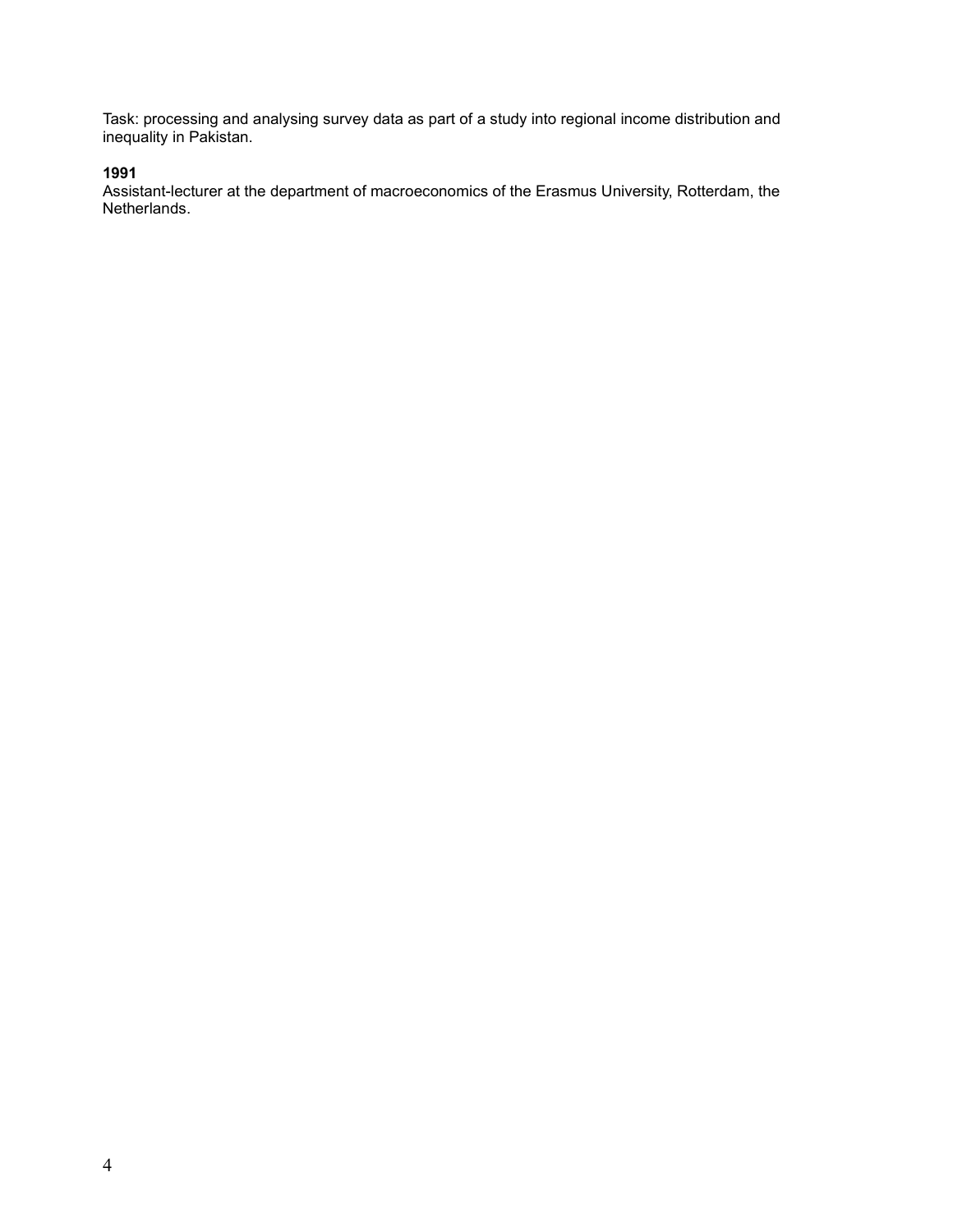Task: processing and analysing survey data as part of a study into regional income distribution and inequality in Pakistan.

**1991**
Assistant-lecturer at the department of macroeconomics of the Erasmus University, Rotterdam, the Netherlands.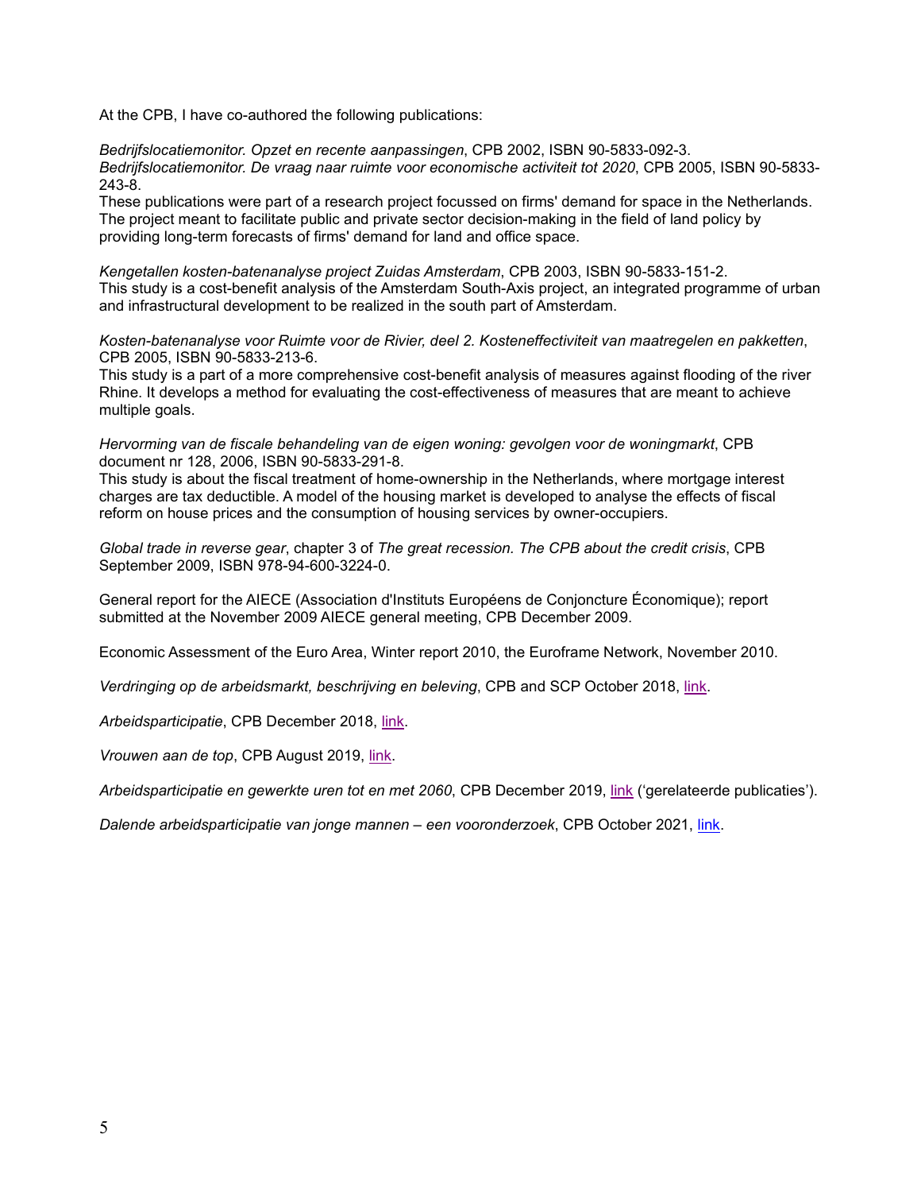At the CPB, I have co-authored the following publications:

*Bedrijfslocatiemonitor. Opzet en recente aanpassingen*, CPB 2002, ISBN 90-5833-092-3.
*Bedrijfslocatiemonitor. De vraag naar ruimte voor economische activiteit tot 2020*, CPB 2005, ISBN 90-5833-243-8.
These publications were part of a research project focussed on firms' demand for space in the Netherlands. The project meant to facilitate public and private sector decision-making in the field of land policy by providing long-term forecasts of firms' demand for land and office space.

*Kengetallen kosten-batenanalyse project Zuidas Amsterdam*, CPB 2003, ISBN 90-5833-151-2.
This study is a cost-benefit analysis of the Amsterdam South-Axis project, an integrated programme of urban and infrastructural development to be realized in the south part of Amsterdam.

*Kosten-batenanalyse voor Ruimte voor de Rivier, deel 2. Kosteneffectiviteit van maatregelen en pakketten*, CPB 2005, ISBN 90-5833-213-6.
This study is a part of a more comprehensive cost-benefit analysis of measures against flooding of the river Rhine. It develops a method for evaluating the cost-effectiveness of measures that are meant to achieve multiple goals.

*Hervorming van de fiscale behandeling van de eigen woning: gevolgen voor de woningmarkt*, CPB document nr 128, 2006, ISBN 90-5833-291-8.
This study is about the fiscal treatment of home-ownership in the Netherlands, where mortgage interest charges are tax deductible. A model of the housing market is developed to analyse the effects of fiscal reform on house prices and the consumption of housing services by owner-occupiers.

*Global trade in reverse gear*, chapter 3 of *The great recession. The CPB about the credit crisis*, CPB September 2009, ISBN 978-94-600-3224-0.

General report for the AIECE (Association d'Instituts Européens de Conjoncture Économique); report submitted at the November 2009 AIECE general meeting, CPB December 2009.

Economic Assessment of the Euro Area, Winter report 2010, the Euroframe Network, November 2010.

*Verdringing op de arbeidsmarkt, beschrijving en beleving*, CPB and SCP October 2018, link.

*Arbeidsparticipatie*, CPB December 2018, link.

*Vrouwen aan de top*, CPB August 2019, link.

*Arbeidsparticipatie en gewerkte uren tot en met 2060*, CPB December 2019, link ('gerelateerde publicaties').

*Dalende arbeidsparticipatie van jonge mannen – een vooronderzoek*, CPB October 2021, link.